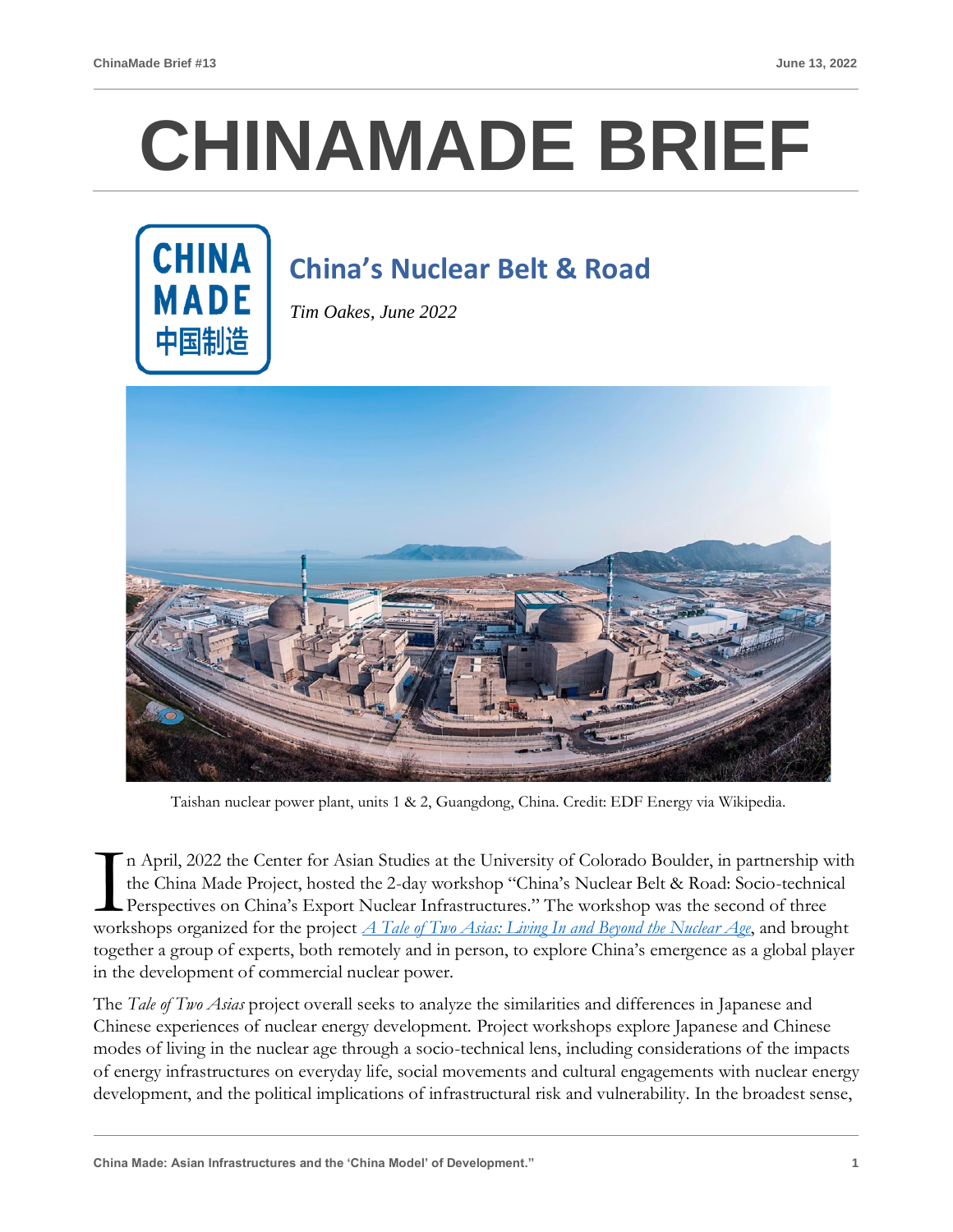# CHINAMADE BRIEF

## China's Nuclear Belt & Road

*Tim Oakes, June 2022*

Taishan nuclear power plant, units 1 & 2, Guangdong, China. Credit: EDF Energy via Wikipedia.

In April, 2022 the Center for Asian Studies at the University of Colorado Boulder, in partnership with the China Made Project, hosted the 2-day workshop "China's Nuclear Belt & Road: Socio-technical Perspectives on China's Export Nuclear Infrastructures." The workshop was the second of three workshops organized for the project *A Tale of Two Asias: Living In and Beyond the Nuclear Age*, and brought together a group of experts, both remotely and in person, to explore China's emergence as a global player in the development of commercial nuclear power.

The *Tale of Two Asias* project overall seeks to analyze the similarities and differences in Japanese and Chinese experiences of nuclear energy development. Project workshops explore Japanese and Chinese modes of living in the nuclear age through a socio-technical lens, including considerations of the impacts of energy infrastructures on everyday life, social movements and cultural engagements with nuclear energy development, and the political implications of infrastructural risk and vulnerability. In the broadest sense,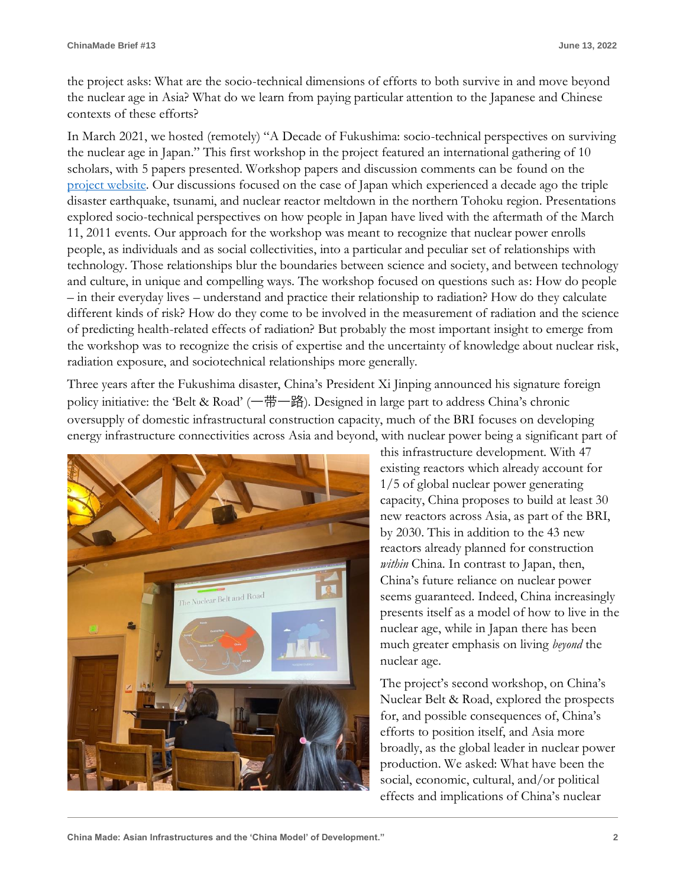the project asks: What are the socio-technical dimensions of efforts to both survive in and move beyond the nuclear age in Asia? What do we learn from paying particular attention to the Japanese and Chinese contexts of these efforts?

In March 2021, we hosted (remotely) "A Decade of Fukushima: socio-technical perspectives on surviving the nuclear age in Japan." This first workshop in the project featured an international gathering of 10 scholars, with 5 papers presented. Workshop papers and discussion comments can be found on the [project website](). Our discussions focused on the case of Japan which experienced a decade ago the triple disaster earthquake, tsunami, and nuclear reactor meltdown in the northern Tohoku region. Presentations explored socio-technical perspectives on how people in Japan have lived with the aftermath of the March 11, 2011 events. Our approach for the workshop was meant to recognize that nuclear power enrolls people, as individuals and as social collectivities, into a particular and peculiar set of relationships with technology. Those relationships blur the boundaries between science and society, and between technology and culture, in unique and compelling ways. The workshop focused on questions such as: How do people – in their everyday lives – understand and practice their relationship to radiation? How do they calculate different kinds of risk? How do they come to be involved in the measurement of radiation and the science of predicting health-related effects of radiation? But probably the most important insight to emerge from the workshop was to recognize the crisis of expertise and the uncertainty of knowledge about nuclear risk, radiation exposure, and sociotechnical relationships more generally.

Three years after the Fukushima disaster, China's President Xi Jinping announced his signature foreign policy initiative: the 'Belt & Road' (一带一路). Designed in large part to address China's chronic oversupply of domestic infrastructural construction capacity, much of the BRI focuses on developing energy infrastructure connectivities across Asia and beyond, with nuclear power being a significant part of this infrastructure development. With 47 existing reactors which already account for 1/5 of global nuclear power generating capacity, China proposes to build at least 30 new reactors across Asia, as part of the BRI, by 2030. This in addition to the 43 new reactors already planned for construction *within* China. In contrast to Japan, then, China's future reliance on nuclear power seems guaranteed. Indeed, China increasingly presents itself as a model of how to live in the nuclear age, while in Japan there has been much greater emphasis on living *beyond* the nuclear age.

The project's second workshop, on China's Nuclear Belt & Road, explored the prospects for, and possible consequences of, China's efforts to position itself, and Asia more broadly, as the global leader in nuclear power production. We asked: What have been the social, economic, cultural, and/or political effects and implications of China's nuclear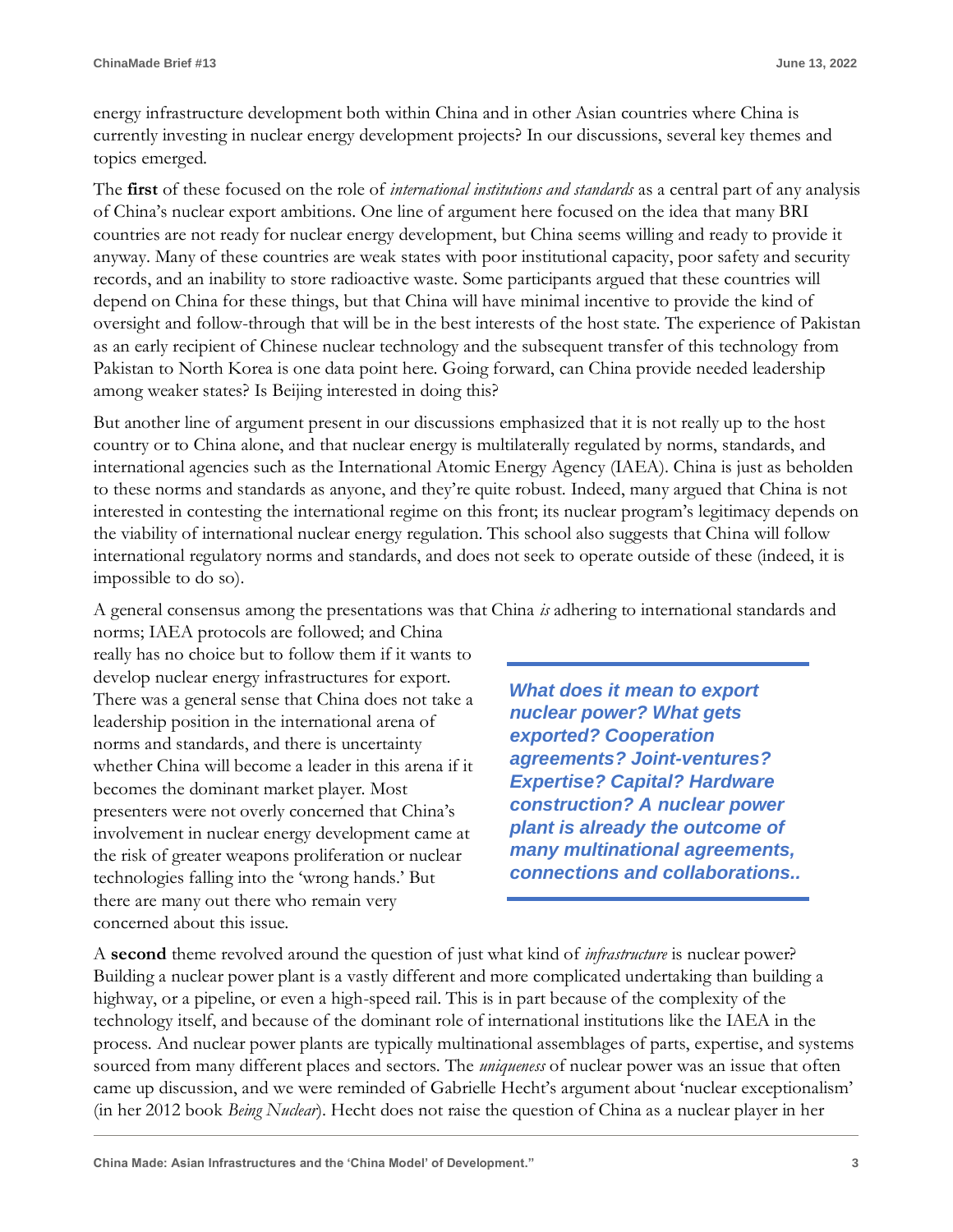energy infrastructure development both within China and in other Asian countries where China is currently investing in nuclear energy development projects? In our discussions, several key themes and topics emerged.

The **first** of these focused on the role of *international institutions and standards* as a central part of any analysis of China's nuclear export ambitions. One line of argument here focused on the idea that many BRI countries are not ready for nuclear energy development, but China seems willing and ready to provide it anyway. Many of these countries are weak states with poor institutional capacity, poor safety and security records, and an inability to store radioactive waste. Some participants argued that these countries will depend on China for these things, but that China will have minimal incentive to provide the kind of oversight and follow-through that will be in the best interests of the host state. The experience of Pakistan as an early recipient of Chinese nuclear technology and the subsequent transfer of this technology from Pakistan to North Korea is one data point here. Going forward, can China provide needed leadership among weaker states? Is Beijing interested in doing this?

But another line of argument present in our discussions emphasized that it is not really up to the host country or to China alone, and that nuclear energy is multilaterally regulated by norms, standards, and international agencies such as the International Atomic Energy Agency (IAEA). China is just as beholden to these norms and standards as anyone, and they're quite robust. Indeed, many argued that China is not interested in contesting the international regime on this front; its nuclear program's legitimacy depends on the viability of international nuclear energy regulation. This school also suggests that China will follow international regulatory norms and standards, and does not seek to operate outside of these (indeed, it is impossible to do so).

A general consensus among the presentations was that China *is* adhering to international standards and norms; IAEA protocols are followed; and China really has no choice but to follow them if it wants to develop nuclear energy infrastructures for export. There was a general sense that China does not take a leadership position in the international arena of norms and standards, and there is uncertainty whether China will become a leader in this arena if it becomes the dominant market player. Most presenters were not overly concerned that China's involvement in nuclear energy development came at the risk of greater weapons proliferation or nuclear technologies falling into the 'wrong hands.' But there are many out there who remain very concerned about this issue.

> ***What does it mean to export nuclear power? What gets exported? Cooperation agreements? Joint-ventures? Expertise? Capital? Hardware construction? A nuclear power plant is already the outcome of many multinational agreements, connections and collaborations..***

A **second** theme revolved around the question of just what kind of *infrastructure* is nuclear power? Building a nuclear power plant is a vastly different and more complicated undertaking than building a highway, or a pipeline, or even a high-speed rail. This is in part because of the complexity of the technology itself, and because of the dominant role of international institutions like the IAEA in the process. And nuclear power plants are typically multinational assemblages of parts, expertise, and systems sourced from many different places and sectors. The *uniqueness* of nuclear power was an issue that often came up discussion, and we were reminded of Gabrielle Hecht's argument about 'nuclear exceptionalism' (in her 2012 book *Being Nuclear*). Hecht does not raise the question of China as a nuclear player in her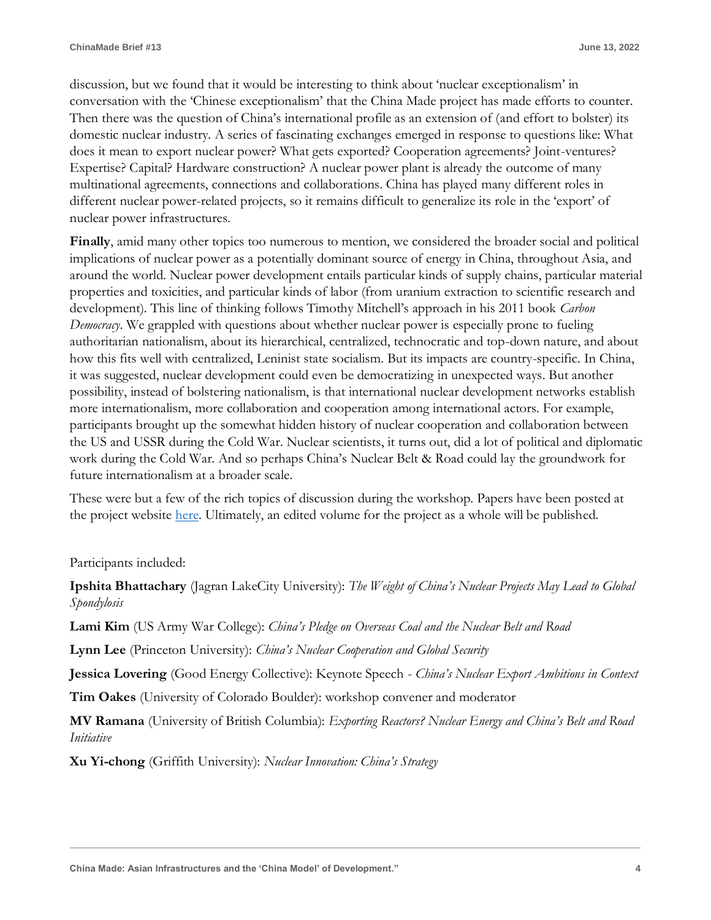discussion, but we found that it would be interesting to think about 'nuclear exceptionalism' in conversation with the 'Chinese exceptionalism' that the China Made project has made efforts to counter. Then there was the question of China's international profile as an extension of (and effort to bolster) its domestic nuclear industry. A series of fascinating exchanges emerged in response to questions like: What does it mean to export nuclear power? What gets exported? Cooperation agreements? Joint-ventures? Expertise? Capital? Hardware construction? A nuclear power plant is already the outcome of many multinational agreements, connections and collaborations. China has played many different roles in different nuclear power-related projects, so it remains difficult to generalize its role in the 'export' of nuclear power infrastructures.

**Finally**, amid many other topics too numerous to mention, we considered the broader social and political implications of nuclear power as a potentially dominant source of energy in China, throughout Asia, and around the world. Nuclear power development entails particular kinds of supply chains, particular material properties and toxicities, and particular kinds of labor (from uranium extraction to scientific research and development). This line of thinking follows Timothy Mitchell's approach in his 2011 book *Carbon Democracy*. We grappled with questions about whether nuclear power is especially prone to fueling authoritarian nationalism, about its hierarchical, centralized, technocratic and top-down nature, and about how this fits well with centralized, Leninist state socialism. But its impacts are country-specific. In China, it was suggested, nuclear development could even be democratizing in unexpected ways. But another possibility, instead of bolstering nationalism, is that international nuclear development networks establish more internationalism, more collaboration and cooperation among international actors. For example, participants brought up the somewhat hidden history of nuclear cooperation and collaboration between the US and USSR during the Cold War. Nuclear scientists, it turns out, did a lot of political and diplomatic work during the Cold War. And so perhaps China's Nuclear Belt & Road could lay the groundwork for future internationalism at a broader scale.

These were but a few of the rich topics of discussion during the workshop. Papers have been posted at the project website here. Ultimately, an edited volume for the project as a whole will be published.

Participants included:

**Ipshita Bhattachary** (Jagran LakeCity University): *The Weight of China's Nuclear Projects May Lead to Global Spondylosis*

**Lami Kim** (US Army War College): *China's Pledge on Overseas Coal and the Nuclear Belt and Road*

**Lynn Lee** (Princeton University): *China's Nuclear Cooperation and Global Security*

**Jessica Lovering** (Good Energy Collective): Keynote Speech - *China's Nuclear Export Ambitions in Context*

**Tim Oakes** (University of Colorado Boulder): workshop convener and moderator

**MV Ramana** (University of British Columbia): *Exporting Reactors? Nuclear Energy and China's Belt and Road Initiative*

**Xu Yi-chong** (Griffith University): *Nuclear Innovation: China's Strategy*